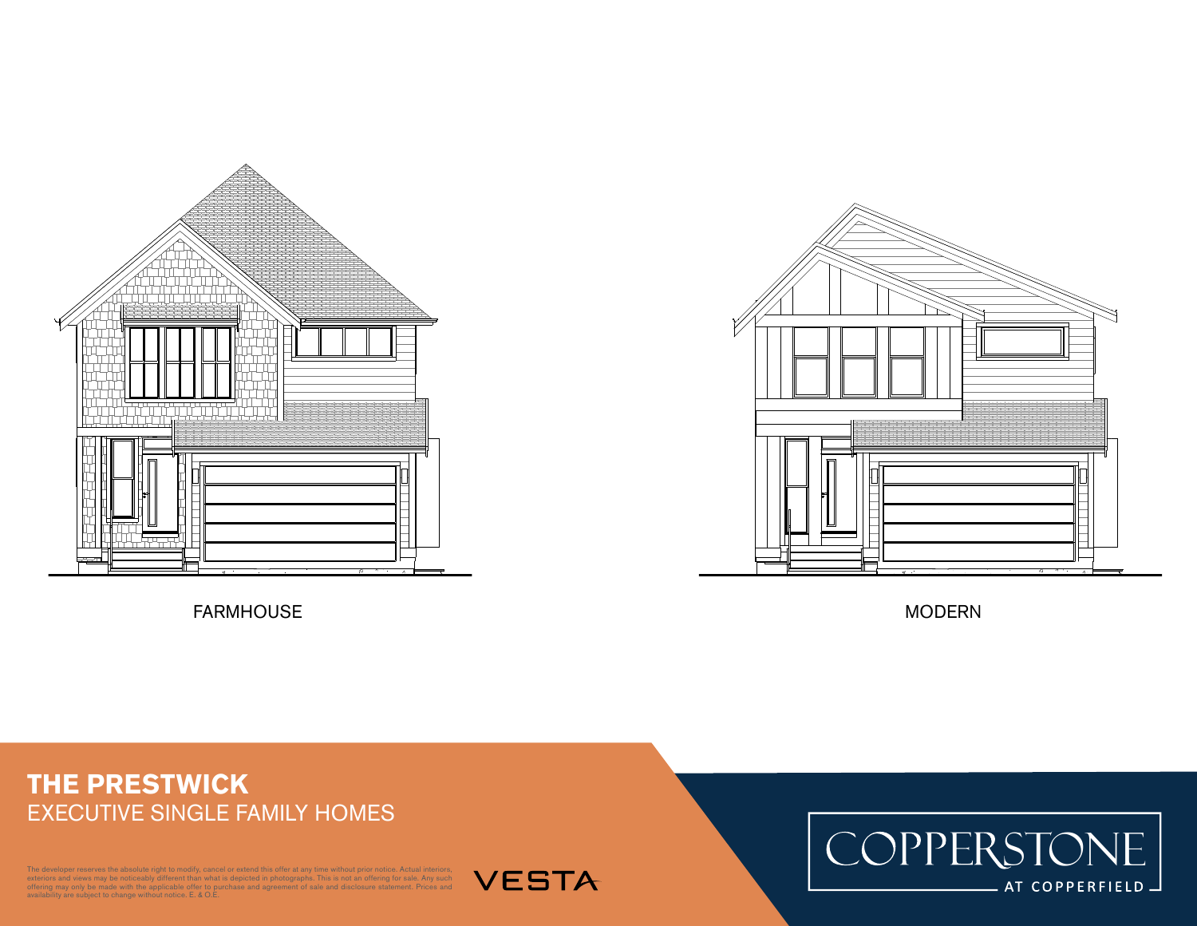FARMHOUSE

MODERN

# THE PRESTWICK

EXECUTIVE SINGLE FAMILY HOMES

The developer reserves the absolute right to modify, cancel or extend this offer at any time without prior notice. Actual interiors, exteriors and views may be noticeably different than what is depicted in photographs. This is not an offering for sale. Any such offering may only be made with the applicable offer to purchase and agreement of sale and disclosure statement. Prices and availability are subject to change without notice. E. & O.E.

VESTA

COPPERSTONE

AT COPPERFIELD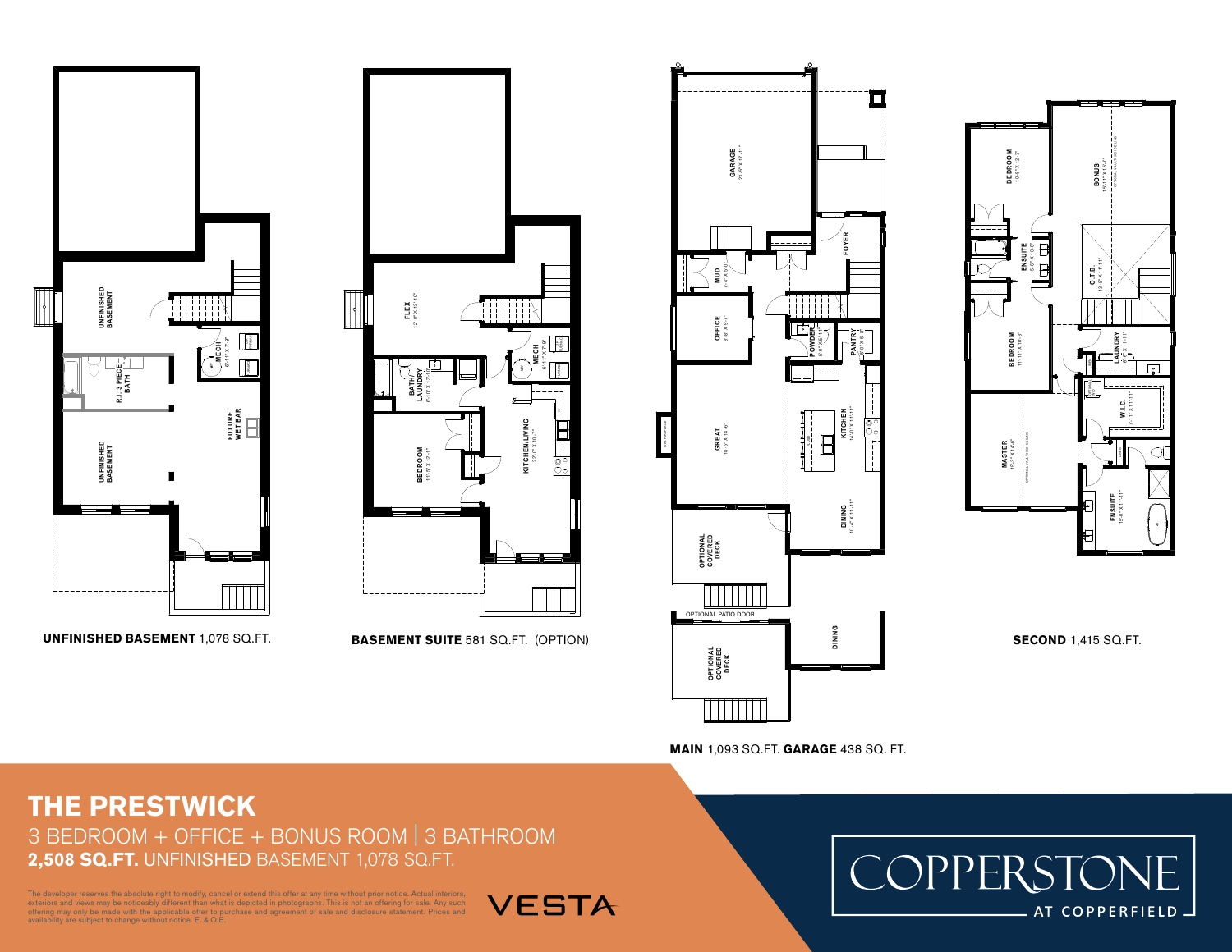UNFINISHED BASEMENT

R.I. 3 PIECE BATH

MECH 6'-11" X 7'-9"

FUTURE WET BAR

UNFINISHED BASEMENT

**UNFINISHED BASEMENT** 1,078 SQ.FT.

FLEX 12'-0" X 13'-10"

BATH/ LAUNDRY 6'-10" X 13'-10"

MECH 6'-11" X 7'-9"

BEDROOM 11'-5" X 12'-1"

KITCHEN/LIVING 22'-0" X 10'-7"

**BASEMENT SUITE** 581 SQ.FT. (OPTION)

GARAGE 23'-5" X 17'-11"

FOYER

MUD 7'-4" X 5'-0"

OFFICE 8'-8" X 9'-1"

POWDER 5'-0" X 5'-1"

PANTRY

KITCHEN 14'-0" X 11'-11"

GREAT 18'-0" X 14'-6"

DINING 10'-4" X 11'-11"

OPTIONAL COVERED DECK

OPTIONAL PATIO DOOR

OPTIONAL COVERED DECK

DINING

**MAIN** 1,093 SQ.FT. **GARAGE** 438 SQ. FT.

BEDROOM 10'-8" X 12'-3"

BONUS 15'-11" X 15'-7"

ENSUITE 5'-6" X 10'-8"

O.T.B. 13'-5" X 11'-11"

BEDROOM 11'-11" X 10'-8"

LAUNDRY

W.I.C. 7'-11" X 11'-11"

MASTER 15'-3" X 14'-6"

ENSUITE 15'-0" X 11'-11"

**SECOND** 1,415 SQ.FT.

# THE PRESTWICK

3 BEDROOM + OFFICE + BONUS ROOM | 3 BATHROOM

**2,508 SQ.FT.** UNFINISHED BASEMENT 1,078 SQ.FT.

The developer reserves the absolute right to modify, cancel or extend this offer at any time without prior notice. Actual interiors, exteriors and views may be noticeably different than what is depicted in photographs. This is not an offering for sale. Any such offering may only be made with the applicable offer to purchase and agreement of sale and disclosure statement. Prices and availability are subject to change without notice. E. & O.E.

VESTA

COPPERSTONE AT COPPERFIELD